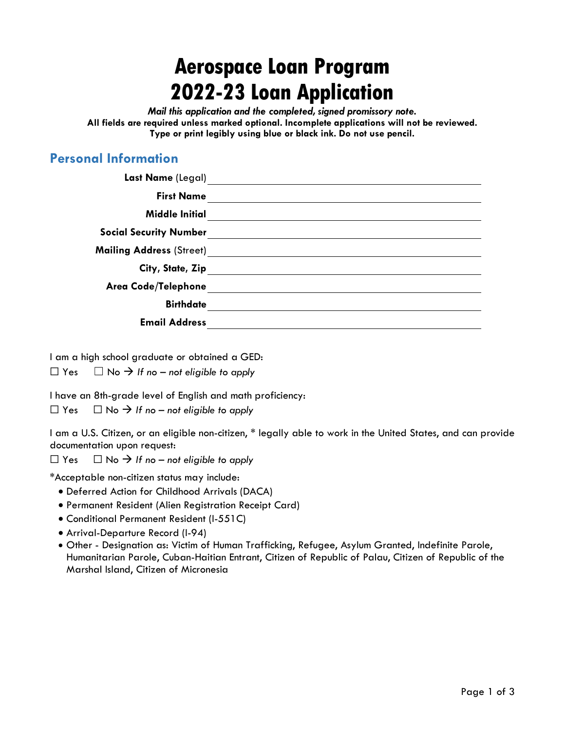# Aerospace Loan Program
# 2022-23 Loan Application

***Mail this application and the completed, signed promissory note.***
**All fields are required unless marked optional. Incomplete applications will not be reviewed.**
**Type or print legibly using blue or black ink. Do not use pencil.**

## Personal Information

**Last Name** (Legal) \_\_\_\_\_\_\_\_\_\_\_\_\_\_\_\_\_\_\_\_

**First Name** \_\_\_\_\_\_\_\_\_\_\_\_\_\_\_\_\_\_\_\_

**Middle Initial** \_\_\_\_\_\_\_\_\_\_\_\_\_\_\_\_\_\_\_\_

**Social Security Number** \_\_\_\_\_\_\_\_\_\_\_\_\_\_\_\_\_\_\_\_

**Mailing Address** (Street) \_\_\_\_\_\_\_\_\_\_\_\_\_\_\_\_\_\_\_\_

**City, State, Zip** \_\_\_\_\_\_\_\_\_\_\_\_\_\_\_\_\_\_\_\_

**Area Code/Telephone** \_\_\_\_\_\_\_\_\_\_\_\_\_\_\_\_\_\_\_\_

**Birthdate** \_\_\_\_\_\_\_\_\_\_\_\_\_\_\_\_\_\_\_\_

**Email Address** \_\_\_\_\_\_\_\_\_\_\_\_\_\_\_\_\_\_\_\_

I am a high school graduate or obtained a GED:

☐ Yes ☐ No → *If no – not eligible to apply*

I have an 8th-grade level of English and math proficiency:

☐ Yes ☐ No → *If no – not eligible to apply*

I am a U.S. Citizen, or an eligible non-citizen, * legally able to work in the United States, and can provide documentation upon request:

☐ Yes ☐ No → *If no – not eligible to apply*

*Acceptable non-citizen status may include:

- Deferred Action for Childhood Arrivals (DACA)
- Permanent Resident (Alien Registration Receipt Card)
- Conditional Permanent Resident (I-551C)
- Arrival-Departure Record (I-94)
- Other - Designation as: Victim of Human Trafficking, Refugee, Asylum Granted, Indefinite Parole, Humanitarian Parole, Cuban-Haitian Entrant, Citizen of Republic of Palau, Citizen of Republic of the Marshal Island, Citizen of Micronesia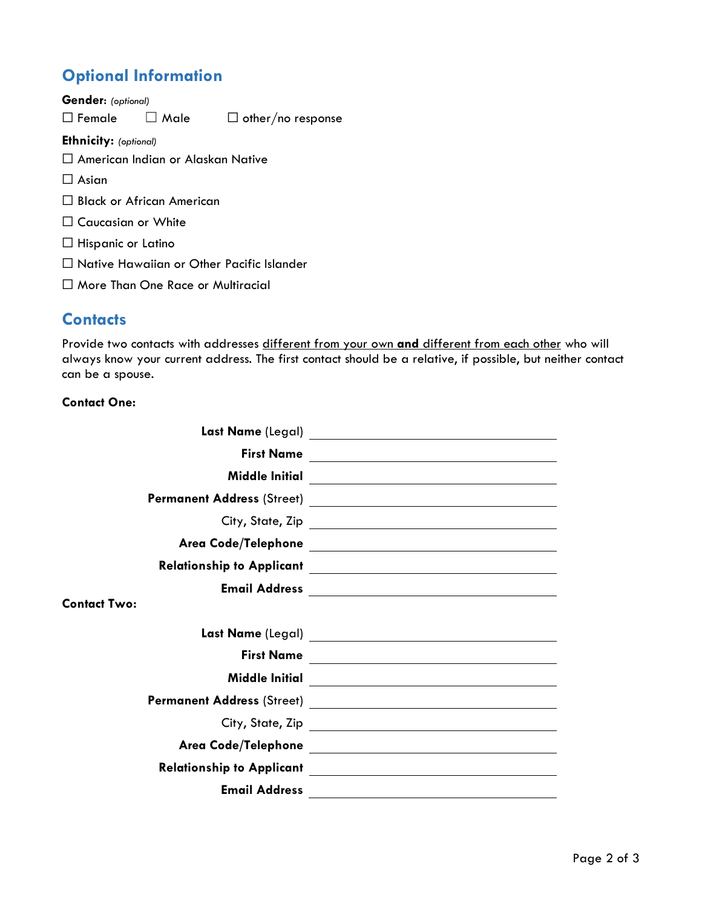## Optional Information

**Gender:** *(optional)*

☐ Female ☐ Male ☐ other/no response

**Ethnicity:** *(optional)*

☐ American Indian or Alaskan Native

☐ Asian

☐ Black or African American

☐ Caucasian or White

☐ Hispanic or Latino

☐ Native Hawaiian or Other Pacific Islander

☐ More Than One Race or Multiracial

## Contacts

Provide two contacts with addresses different from your own **and** different from each other who will always know your current address. The first contact should be a relative, if possible, but neither contact can be a spouse.

**Contact One:**

**Last Name** (Legal) ______________________________

**First Name** ______________________________

**Middle Initial** ______________________________

**Permanent Address** (Street) ______________________________

City, State, Zip ______________________________

**Area Code/Telephone** ______________________________

**Relationship to Applicant** ______________________________

**Email Address** ______________________________

**Contact Two:**

**Last Name** (Legal) ______________________________

**First Name** ______________________________

**Middle Initial** ______________________________

**Permanent Address** (Street) ______________________________

City, State, Zip ______________________________

**Area Code/Telephone** ______________________________

**Relationship to Applicant** ______________________________

**Email Address** ______________________________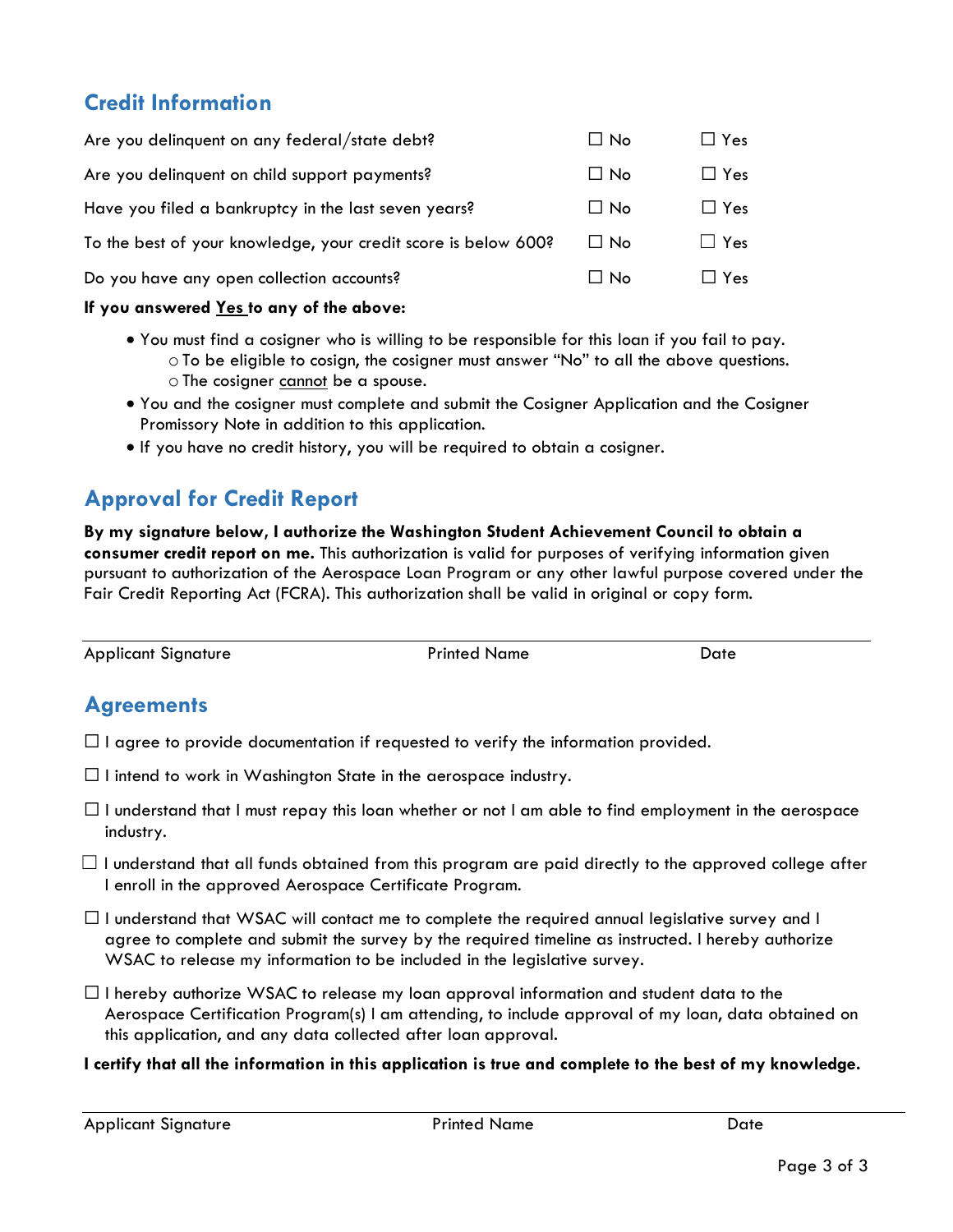## Credit Information

| | | |
|---|---|---|
| Are you delinquent on any federal/state debt? | ☐ No | ☐ Yes |
| Are you delinquent on child support payments? | ☐ No | ☐ Yes |
| Have you filed a bankruptcy in the last seven years? | ☐ No | ☐ Yes |
| To the best of your knowledge, your credit score is below 600? | ☐ No | ☐ Yes |
| Do you have any open collection accounts? | ☐ No | ☐ Yes |

**If you answered Yes to any of the above:**

- You must find a cosigner who is willing to be responsible for this loan if you fail to pay.
  - To be eligible to cosign, the cosigner must answer "No" to all the above questions.
  - The cosigner cannot be a spouse.
- You and the cosigner must complete and submit the Cosigner Application and the Cosigner Promissory Note in addition to this application.
- If you have no credit history, you will be required to obtain a cosigner.

## Approval for Credit Report

**By my signature below, I authorize the Washington Student Achievement Council to obtain a consumer credit report on me.** This authorization is valid for purposes of verifying information given pursuant to authorization of the Aerospace Loan Program or any other lawful purpose covered under the Fair Credit Reporting Act (FCRA). This authorization shall be valid in original or copy form.

Applicant Signature &nbsp;&nbsp;&nbsp;&nbsp; Printed Name &nbsp;&nbsp;&nbsp;&nbsp; Date

## Agreements

☐ I agree to provide documentation if requested to verify the information provided.

☐ I intend to work in Washington State in the aerospace industry.

☐ I understand that I must repay this loan whether or not I am able to find employment in the aerospace industry.

☐ I understand that all funds obtained from this program are paid directly to the approved college after I enroll in the approved Aerospace Certificate Program.

☐ I understand that WSAC will contact me to complete the required annual legislative survey and I agree to complete and submit the survey by the required timeline as instructed. I hereby authorize WSAC to release my information to be included in the legislative survey.

☐ I hereby authorize WSAC to release my loan approval information and student data to the Aerospace Certification Program(s) I am attending, to include approval of my loan, data obtained on this application, and any data collected after loan approval.

**I certify that all the information in this application is true and complete to the best of my knowledge.**

Applicant Signature &nbsp;&nbsp;&nbsp;&nbsp; Printed Name &nbsp;&nbsp;&nbsp;&nbsp; Date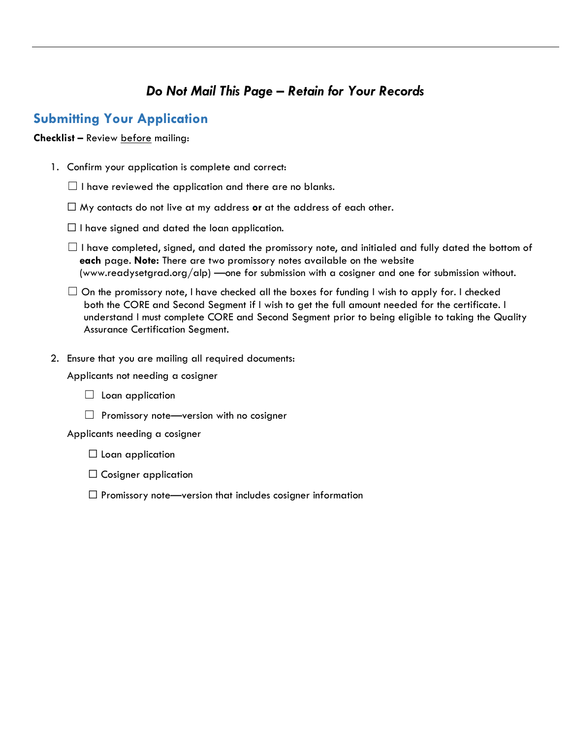*Do Not Mail This Page – Retain for Your Records*

## Submitting Your Application

**Checklist –** Review before mailing:

1. Confirm your application is complete and correct:

   ☐ I have reviewed the application and there are no blanks.

   ☐ My contacts do not live at my address **or** at the address of each other.

   ☐ I have signed and dated the loan application.

   ☐ I have completed, signed, and dated the promissory note, and initialed and fully dated the bottom of **each** page. **Note:** There are two promissory notes available on the website (www.readysetgrad.org/alp) —one for submission with a cosigner and one for submission without.

   ☐ On the promissory note, I have checked all the boxes for funding I wish to apply for. I checked both the CORE and Second Segment if I wish to get the full amount needed for the certificate. I understand I must complete CORE and Second Segment prior to being eligible to taking the Quality Assurance Certification Segment.

2. Ensure that you are mailing all required documents:

   Applicants not needing a cosigner

   ☐ Loan application

   ☐ Promissory note—version with no cosigner

   Applicants needing a cosigner

   ☐ Loan application

   ☐ Cosigner application

   ☐ Promissory note—version that includes cosigner information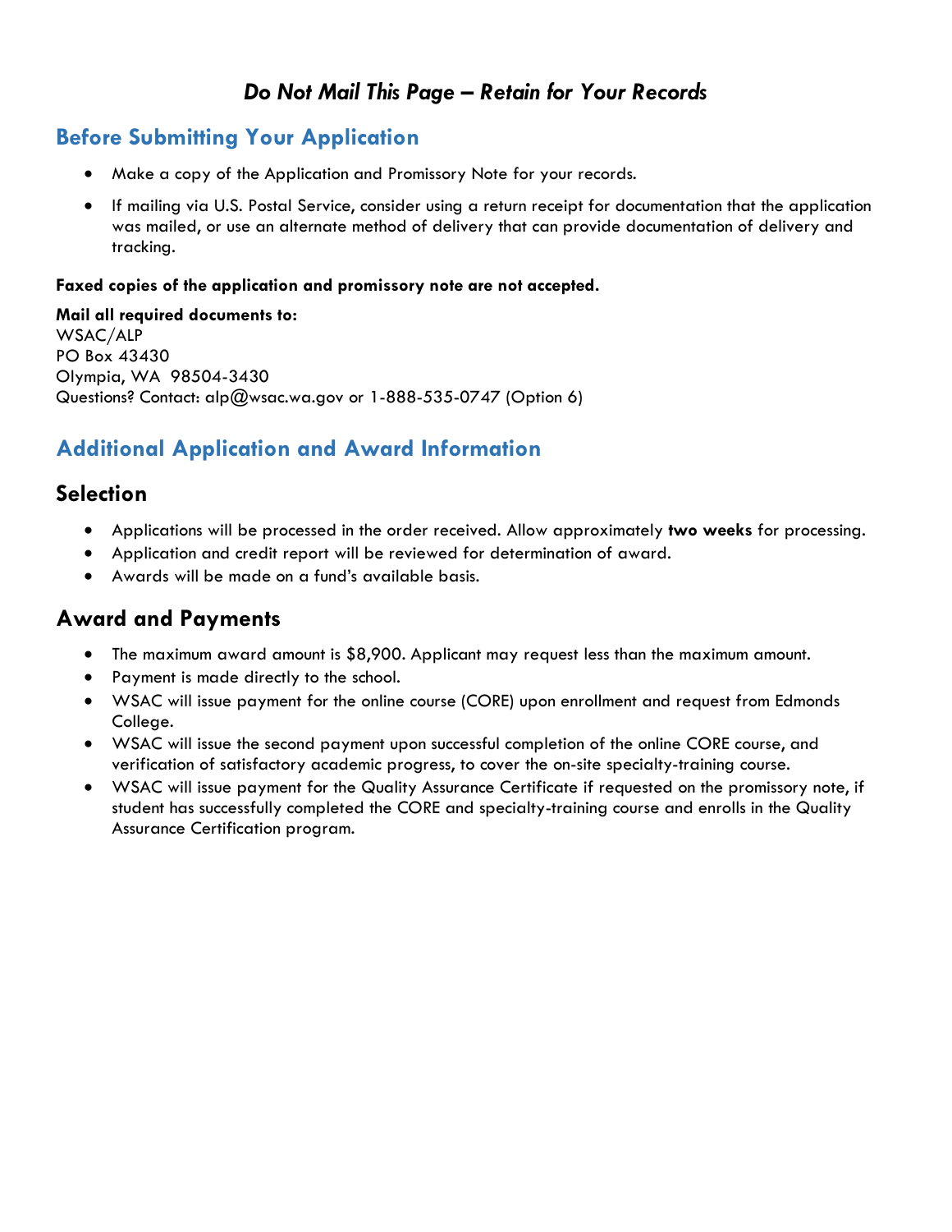# *Do Not Mail This Page – Retain for Your Records*

## Before Submitting Your Application

- Make a copy of the Application and Promissory Note for your records.
- If mailing via U.S. Postal Service, consider using a return receipt for documentation that the application was mailed, or use an alternate method of delivery that can provide documentation of delivery and tracking.

**Faxed copies of the application and promissory note are not accepted.**

**Mail all required documents to:**
WSAC/ALP
PO Box 43430
Olympia, WA 98504-3430
Questions? Contact: alp@wsac.wa.gov or 1-888-535-0747 (Option 6)

## Additional Application and Award Information

### Selection

- Applications will be processed in the order received. Allow approximately **two weeks** for processing.
- Application and credit report will be reviewed for determination of award.
- Awards will be made on a fund's available basis.

### Award and Payments

- The maximum award amount is $8,900. Applicant may request less than the maximum amount.
- Payment is made directly to the school.
- WSAC will issue payment for the online course (CORE) upon enrollment and request from Edmonds College.
- WSAC will issue the second payment upon successful completion of the online CORE course, and verification of satisfactory academic progress, to cover the on-site specialty-training course.
- WSAC will issue payment for the Quality Assurance Certificate if requested on the promissory note, if student has successfully completed the CORE and specialty-training course and enrolls in the Quality Assurance Certification program.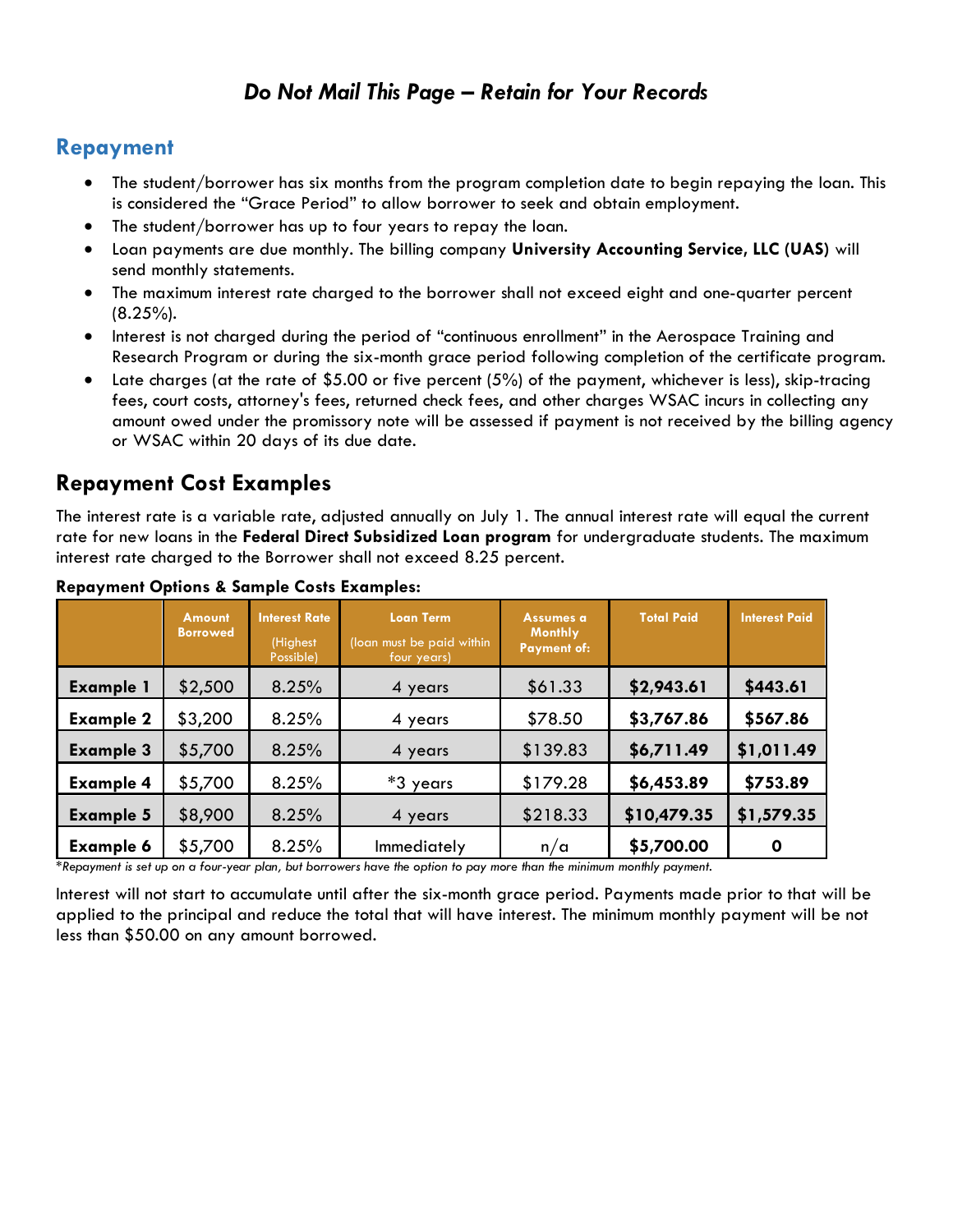## *Do Not Mail This Page – Retain for Your Records*

## Repayment

- The student/borrower has six months from the program completion date to begin repaying the loan. This is considered the "Grace Period" to allow borrower to seek and obtain employment.
- The student/borrower has up to four years to repay the loan.
- Loan payments are due monthly. The billing company **University Accounting Service, LLC (UAS)** will send monthly statements.
- The maximum interest rate charged to the borrower shall not exceed eight and one-quarter percent (8.25%).
- Interest is not charged during the period of "continuous enrollment" in the Aerospace Training and Research Program or during the six-month grace period following completion of the certificate program.
- Late charges (at the rate of $5.00 or five percent (5%) of the payment, whichever is less), skip-tracing fees, court costs, attorney's fees, returned check fees, and other charges WSAC incurs in collecting any amount owed under the promissory note will be assessed if payment is not received by the billing agency or WSAC within 20 days of its due date.

## Repayment Cost Examples

The interest rate is a variable rate, adjusted annually on July 1. The annual interest rate will equal the current rate for new loans in the **Federal Direct Subsidized Loan program** for undergraduate students. The maximum interest rate charged to the Borrower shall not exceed 8.25 percent.

**Repayment Options & Sample Costs Examples:**

| | Amount Borrowed | Interest Rate (Highest Possible) | Loan Term (loan must be paid within four years) | Assumes a Monthly Payment of: | Total Paid | Interest Paid |
|---|---|---|---|---|---|---|
| **Example 1** | $2,500 | 8.25% | 4 years | $61.33 | **$2,943.61** | **$443.61** |
| **Example 2** | $3,200 | 8.25% | 4 years | $78.50 | **$3,767.86** | **$567.86** |
| **Example 3** | $5,700 | 8.25% | 4 years | $139.83 | **$6,711.49** | **$1,011.49** |
| **Example 4** | $5,700 | 8.25% | *3 years | $179.28 | **$6,453.89** | **$753.89** |
| **Example 5** | $8,900 | 8.25% | 4 years | $218.33 | **$10,479.35** | **$1,579.35** |
| **Example 6** | $5,700 | 8.25% | Immediately | n/a | **$5,700.00** | **0** |

**Repayment is set up on a four-year plan, but borrowers have the option to pay more than the minimum monthly payment.*

Interest will not start to accumulate until after the six-month grace period. Payments made prior to that will be applied to the principal and reduce the total that will have interest. The minimum monthly payment will be not less than $50.00 on any amount borrowed.